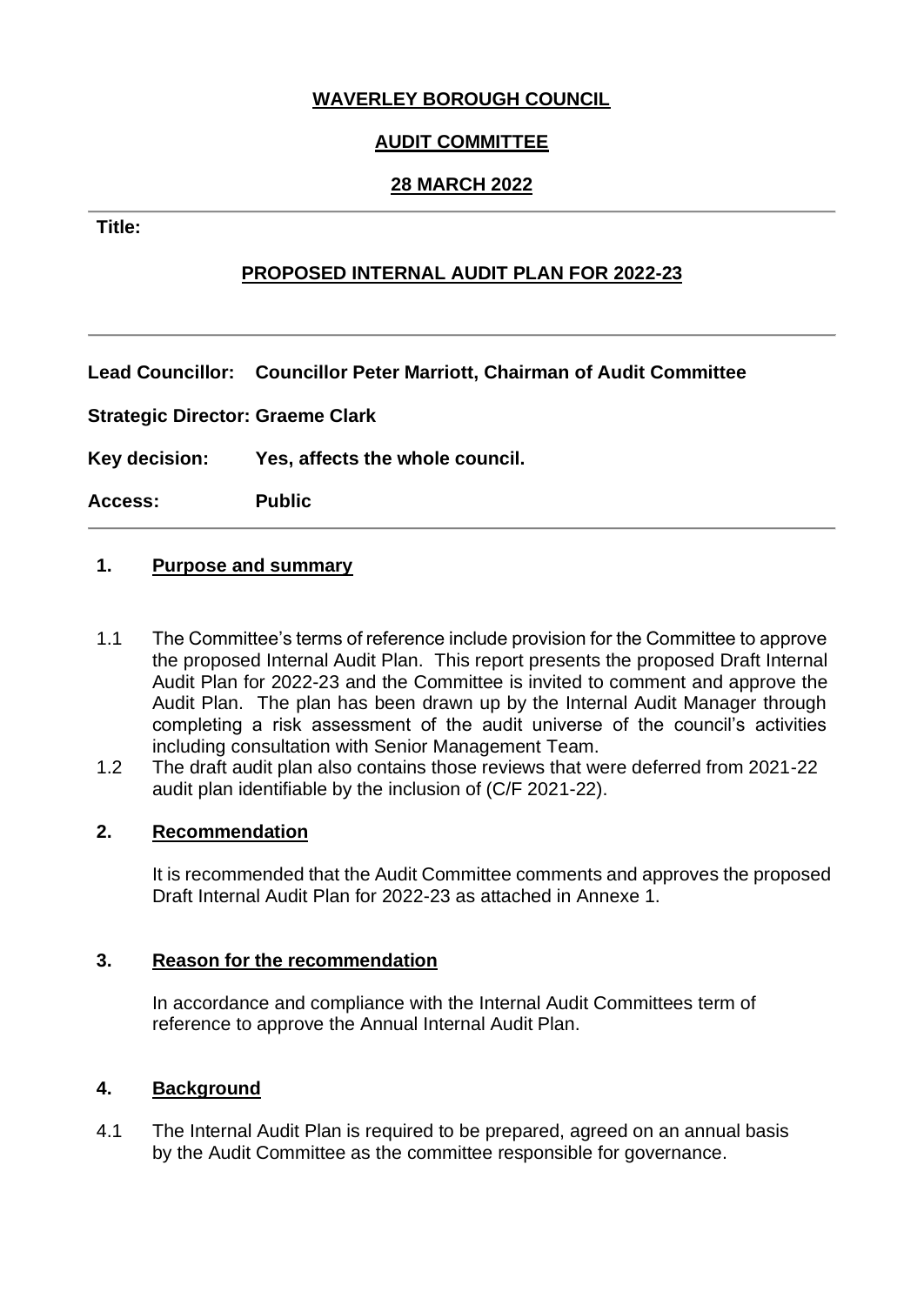**WAVERLEY BOROUGH COUNCIL**

**AUDIT COMMITTEE**

**28 MARCH 2022**

---

**Title:**

**PROPOSED INTERNAL AUDIT PLAN FOR 2022-23**

---

**Lead Councillor:** **Councillor Peter Marriott, Chairman of Audit Committee**

**Strategic Director: Graeme Clark**

**Key decision:** **Yes, affects the whole council.**

**Access:** **Public**

---

## 1. Purpose and summary

1.1 The Committee's terms of reference include provision for the Committee to approve the proposed Internal Audit Plan. This report presents the proposed Draft Internal Audit Plan for 2022-23 and the Committee is invited to comment and approve the Audit Plan. The plan has been drawn up by the Internal Audit Manager through completing a risk assessment of the audit universe of the council's activities including consultation with Senior Management Team.

1.2 The draft audit plan also contains those reviews that were deferred from 2021-22 audit plan identifiable by the inclusion of (C/F 2021-22).

## 2. Recommendation

It is recommended that the Audit Committee comments and approves the proposed Draft Internal Audit Plan for 2022-23 as attached in Annexe 1.

## 3. Reason for the recommendation

In accordance and compliance with the Internal Audit Committees term of reference to approve the Annual Internal Audit Plan.

## 4. Background

4.1 The Internal Audit Plan is required to be prepared, agreed on an annual basis by the Audit Committee as the committee responsible for governance.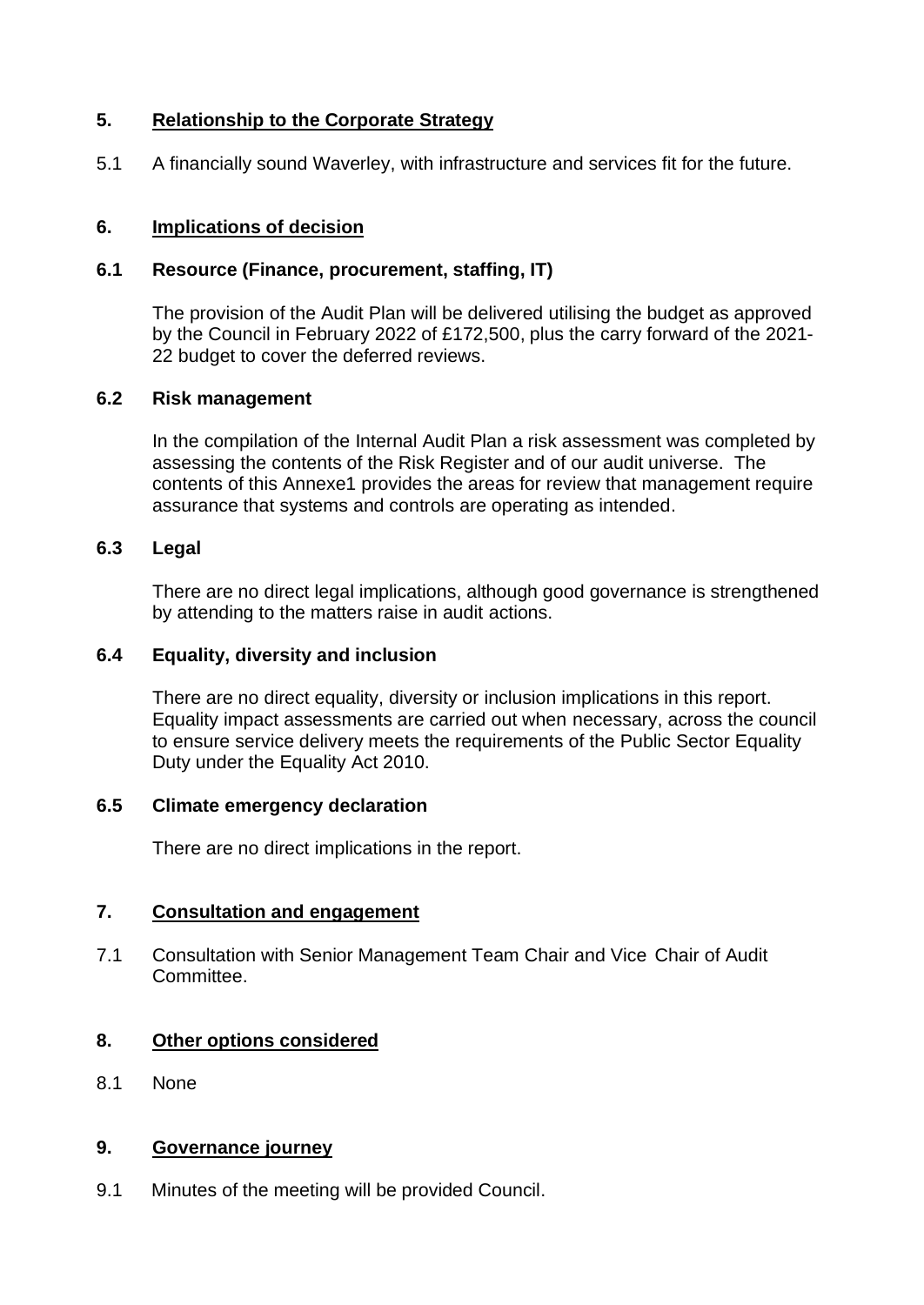## 5. Relationship to the Corporate Strategy

5.1 A financially sound Waverley, with infrastructure and services fit for the future.

## 6. Implications of decision

### 6.1 Resource (Finance, procurement, staffing, IT)

The provision of the Audit Plan will be delivered utilising the budget as approved by the Council in February 2022 of £172,500, plus the carry forward of the 2021-22 budget to cover the deferred reviews.

### 6.2 Risk management

In the compilation of the Internal Audit Plan a risk assessment was completed by assessing the contents of the Risk Register and of our audit universe. The contents of this Annexe1 provides the areas for review that management require assurance that systems and controls are operating as intended.

### 6.3 Legal

There are no direct legal implications, although good governance is strengthened by attending to the matters raise in audit actions.

### 6.4 Equality, diversity and inclusion

There are no direct equality, diversity or inclusion implications in this report. Equality impact assessments are carried out when necessary, across the council to ensure service delivery meets the requirements of the Public Sector Equality Duty under the Equality Act 2010.

### 6.5 Climate emergency declaration

There are no direct implications in the report.

## 7. Consultation and engagement

7.1 Consultation with Senior Management Team Chair and Vice Chair of Audit Committee.

## 8. Other options considered

8.1 None

## 9. Governance journey

9.1 Minutes of the meeting will be provided Council.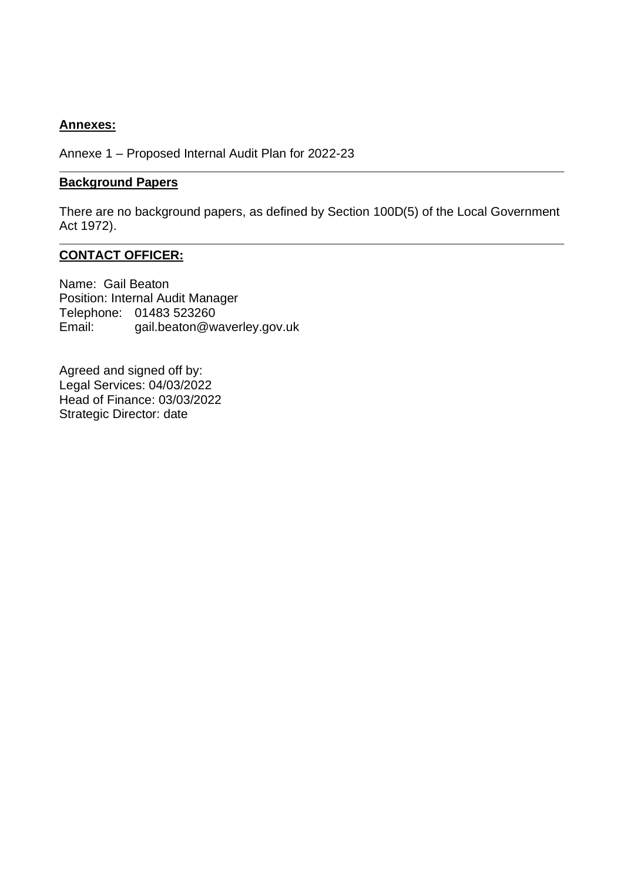**Annexes:**

Annexe 1 – Proposed Internal Audit Plan for 2022-23

---

**Background Papers**

There are no background papers, as defined by Section 100D(5) of the Local Government Act 1972).

---

**CONTACT OFFICER:**

Name: Gail Beaton
Position: Internal Audit Manager
Telephone: 01483 523260
Email: gail.beaton@waverley.gov.uk

Agreed and signed off by:
Legal Services: 04/03/2022
Head of Finance: 03/03/2022
Strategic Director: date